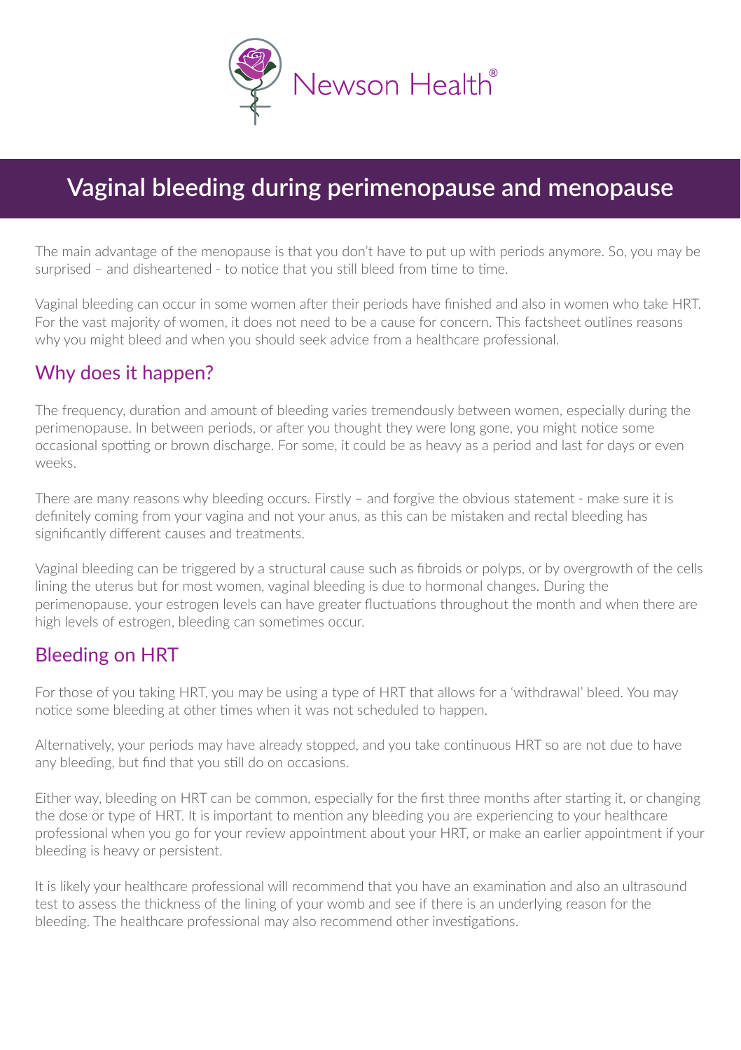Newson Health®

# Vaginal bleeding during perimenopause and menopause

The main advantage of the menopause is that you don't have to put up with periods anymore. So, you may be surprised – and disheartened - to notice that you still bleed from time to time.

Vaginal bleeding can occur in some women after their periods have finished and also in women who take HRT. For the vast majority of women, it does not need to be a cause for concern. This factsheet outlines reasons why you might bleed and when you should seek advice from a healthcare professional.

## Why does it happen?

The frequency, duration and amount of bleeding varies tremendously between women, especially during the perimenopause. In between periods, or after you thought they were long gone, you might notice some occasional spotting or brown discharge. For some, it could be as heavy as a period and last for days or even weeks.

There are many reasons why bleeding occurs. Firstly – and forgive the obvious statement - make sure it is definitely coming from your vagina and not your anus, as this can be mistaken and rectal bleeding has significantly different causes and treatments.

Vaginal bleeding can be triggered by a structural cause such as fibroids or polyps, or by overgrowth of the cells lining the uterus but for most women, vaginal bleeding is due to hormonal changes. During the perimenopause, your estrogen levels can have greater fluctuations throughout the month and when there are high levels of estrogen, bleeding can sometimes occur.

## Bleeding on HRT

For those of you taking HRT, you may be using a type of HRT that allows for a 'withdrawal' bleed. You may notice some bleeding at other times when it was not scheduled to happen.

Alternatively, your periods may have already stopped, and you take continuous HRT so are not due to have any bleeding, but find that you still do on occasions.

Either way, bleeding on HRT can be common, especially for the first three months after starting it, or changing the dose or type of HRT. It is important to mention any bleeding you are experiencing to your healthcare professional when you go for your review appointment about your HRT, or make an earlier appointment if your bleeding is heavy or persistent.

It is likely your healthcare professional will recommend that you have an examination and also an ultrasound test to assess the thickness of the lining of your womb and see if there is an underlying reason for the bleeding. The healthcare professional may also recommend other investigations.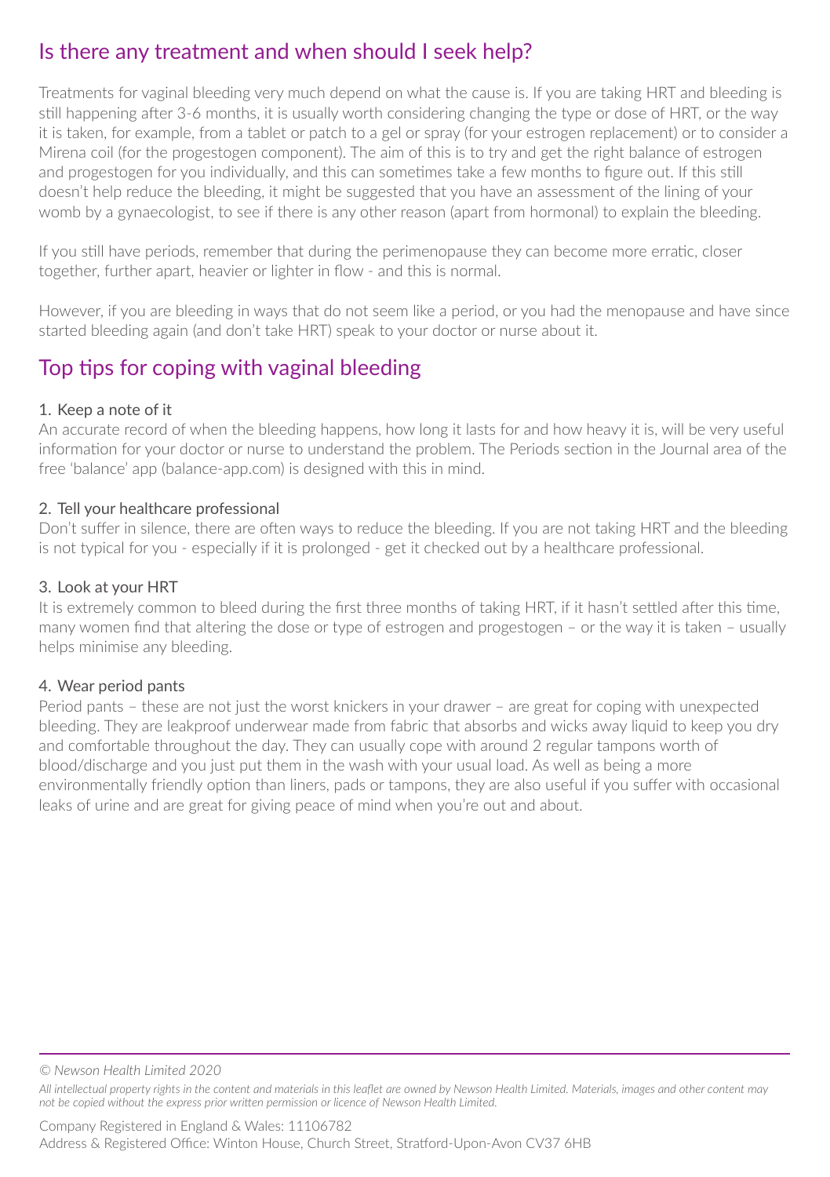## Is there any treatment and when should I seek help?

Treatments for vaginal bleeding very much depend on what the cause is. If you are taking HRT and bleeding is still happening after 3-6 months, it is usually worth considering changing the type or dose of HRT, or the way it is taken, for example, from a tablet or patch to a gel or spray (for your estrogen replacement) or to consider a Mirena coil (for the progestogen component). The aim of this is to try and get the right balance of estrogen and progestogen for you individually, and this can sometimes take a few months to figure out. If this still doesn't help reduce the bleeding, it might be suggested that you have an assessment of the lining of your womb by a gynaecologist, to see if there is any other reason (apart from hormonal) to explain the bleeding.

If you still have periods, remember that during the perimenopause they can become more erratic, closer together, further apart, heavier or lighter in flow - and this is normal.

However, if you are bleeding in ways that do not seem like a period, or you had the menopause and have since started bleeding again (and don't take HRT) speak to your doctor or nurse about it.

## Top tips for coping with vaginal bleeding

1. Keep a note of it

An accurate record of when the bleeding happens, how long it lasts for and how heavy it is, will be very useful information for your doctor or nurse to understand the problem. The Periods section in the Journal area of the free 'balance' app (balance-app.com) is designed with this in mind.

2. Tell your healthcare professional

Don't suffer in silence, there are often ways to reduce the bleeding. If you are not taking HRT and the bleeding is not typical for you - especially if it is prolonged - get it checked out by a healthcare professional.

3. Look at your HRT

It is extremely common to bleed during the first three months of taking HRT, if it hasn't settled after this time, many women find that altering the dose or type of estrogen and progestogen – or the way it is taken – usually helps minimise any bleeding.

4. Wear period pants

Period pants – these are not just the worst knickers in your drawer – are great for coping with unexpected bleeding. They are leakproof underwear made from fabric that absorbs and wicks away liquid to keep you dry and comfortable throughout the day. They can usually cope with around 2 regular tampons worth of blood/discharge and you just put them in the wash with your usual load. As well as being a more environmentally friendly option than liners, pads or tampons, they are also useful if you suffer with occasional leaks of urine and are great for giving peace of mind when you're out and about.

*© Newson Health Limited 2020*

*All intellectual property rights in the content and materials in this leaflet are owned by Newson Health Limited. Materials, images and other content may not be copied without the express prior written permission or licence of Newson Health Limited.*

Company Registered in England & Wales: 11106782
Address & Registered Office: Winton House, Church Street, Stratford-Upon-Avon CV37 6HB